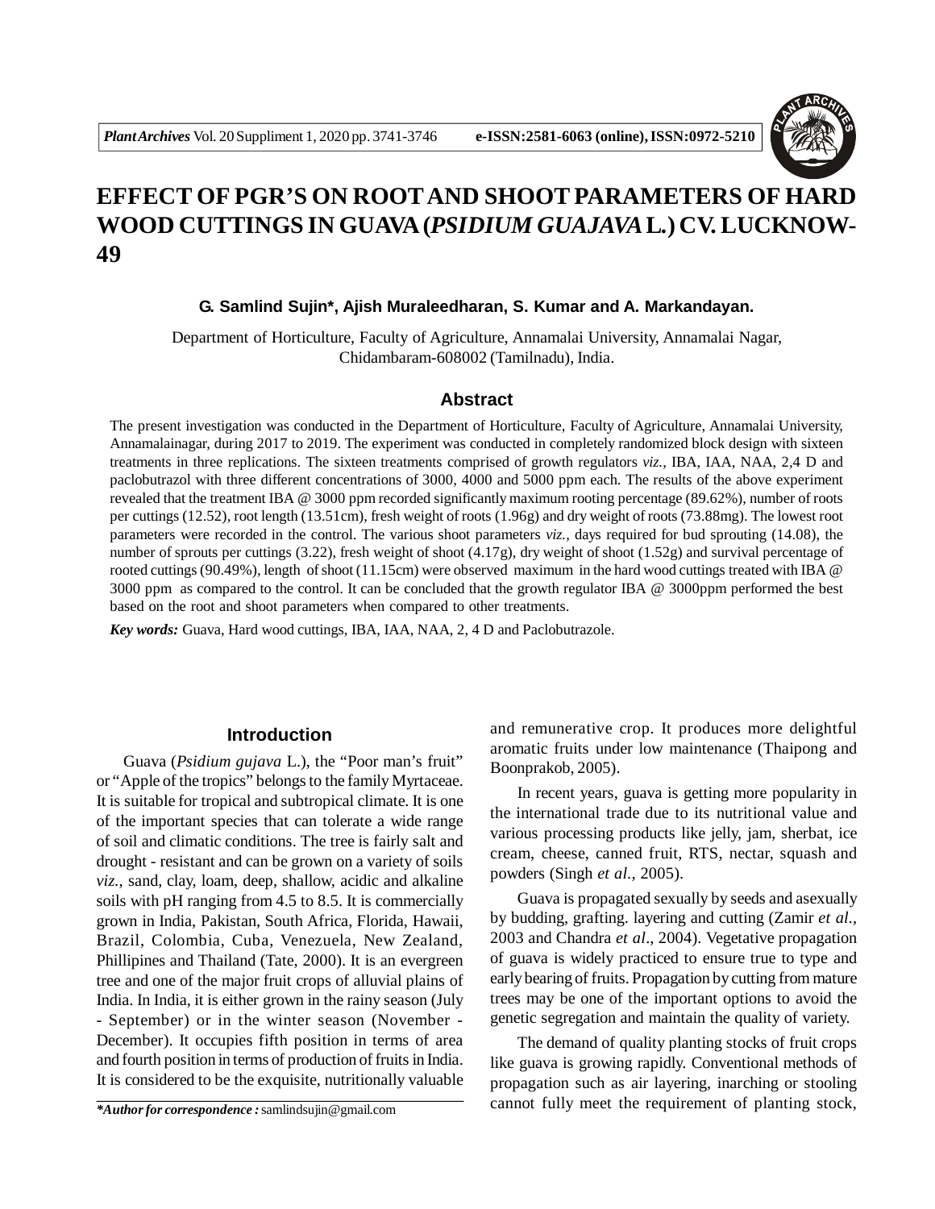# EFFECT OF PGR'S ON ROOT AND SHOOT PARAMETERS OF HARD WOOD CUTTINGS IN GUAVA (*PSIDIUM GUAJAVA* L.) CV. LUCKNOW-49

**G. Samlind Sujin\*, Ajish Muraleedharan, S. Kumar and A. Markandayan.**

Department of Horticulture, Faculty of Agriculture, Annamalai University, Annamalai Nagar, Chidambaram-608002 (Tamilnadu), India.

## Abstract

The present investigation was conducted in the Department of Horticulture, Faculty of Agriculture, Annamalai University, Annamalainagar, during 2017 to 2019. The experiment was conducted in completely randomized block design with sixteen treatments in three replications. The sixteen treatments comprised of growth regulators *viz.,* IBA, IAA, NAA, 2,4 D and paclobutrazol with three different concentrations of 3000, 4000 and 5000 ppm each. The results of the above experiment revealed that the treatment IBA @ 3000 ppm recorded significantly maximum rooting percentage (89.62%), number of roots per cuttings (12.52), root length (13.51cm), fresh weight of roots (1.96g) and dry weight of roots (73.88mg). The lowest root parameters were recorded in the control. The various shoot parameters *viz.,* days required for bud sprouting (14.08), the number of sprouts per cuttings (3.22), fresh weight of shoot (4.17g), dry weight of shoot (1.52g) and survival percentage of rooted cuttings (90.49%), length of shoot (11.15cm) were observed maximum in the hard wood cuttings treated with IBA @ 3000 ppm as compared to the control. It can be concluded that the growth regulator IBA @ 3000ppm performed the best based on the root and shoot parameters when compared to other treatments.

***Key words:*** Guava, Hard wood cuttings, IBA, IAA, NAA, 2, 4 D and Paclobutrazole.

## Introduction

Guava (*Psidium gujava* L.), the "Poor man's fruit" or "Apple of the tropics" belongs to the family Myrtaceae. It is suitable for tropical and subtropical climate. It is one of the important species that can tolerate a wide range of soil and climatic conditions. The tree is fairly salt and drought - resistant and can be grown on a variety of soils *viz.,* sand, clay, loam, deep, shallow, acidic and alkaline soils with pH ranging from 4.5 to 8.5. It is commercially grown in India, Pakistan, South Africa, Florida, Hawaii, Brazil, Colombia, Cuba, Venezuela, New Zealand, Phillipines and Thailand (Tate, 2000). It is an evergreen tree and one of the major fruit crops of alluvial plains of India. In India, it is either grown in the rainy season (July - September) or in the winter season (November - December). It occupies fifth position in terms of area and fourth position in terms of production of fruits in India. It is considered to be the exquisite, nutritionally valuable and remunerative crop. It produces more delightful aromatic fruits under low maintenance (Thaipong and Boonprakob, 2005).

In recent years, guava is getting more popularity in the international trade due to its nutritional value and various processing products like jelly, jam, sherbat, ice cream, cheese, canned fruit, RTS, nectar, squash and powders (Singh *et al.,* 2005).

Guava is propagated sexually by seeds and asexually by budding, grafting. layering and cutting (Zamir *et al.,* 2003 and Chandra *et al*., 2004). Vegetative propagation of guava is widely practiced to ensure true to type and early bearing of fruits. Propagation by cutting from mature trees may be one of the important options to avoid the genetic segregation and maintain the quality of variety.

The demand of quality planting stocks of fruit crops like guava is growing rapidly. Conventional methods of propagation such as air layering, inarching or stooling cannot fully meet the requirement of planting stock,

***\*Author for correspondence :*** samlindsujin@gmail.com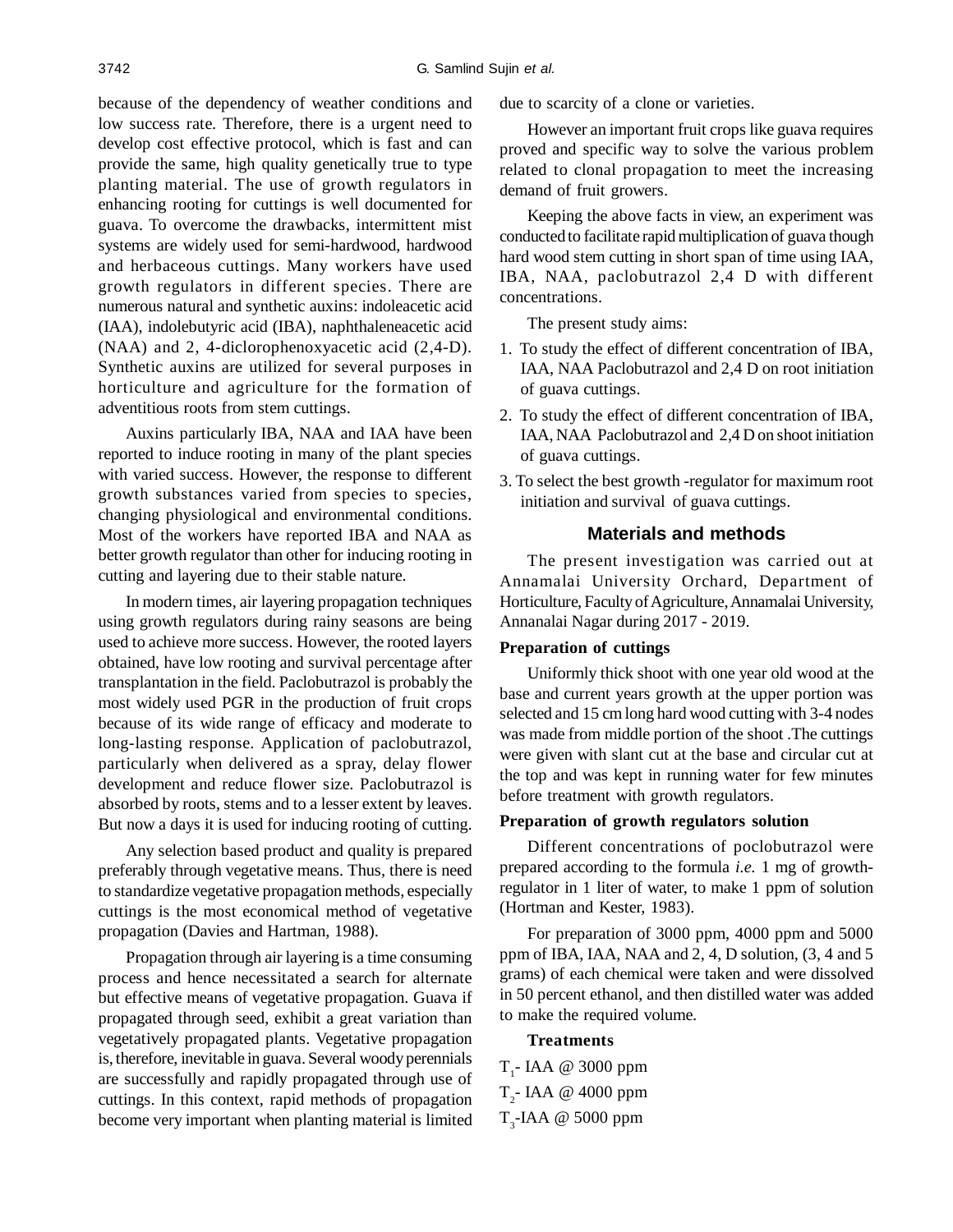because of the dependency of weather conditions and low success rate. Therefore, there is a urgent need to develop cost effective protocol, which is fast and can provide the same, high quality genetically true to type planting material. The use of growth regulators in enhancing rooting for cuttings is well documented for guava. To overcome the drawbacks, intermittent mist systems are widely used for semi-hardwood, hardwood and herbaceous cuttings. Many workers have used growth regulators in different species. There are numerous natural and synthetic auxins: indoleacetic acid (IAA), indolebutyric acid (IBA), naphthaleneacetic acid (NAA) and 2, 4-diclorophenoxyacetic acid (2,4-D). Synthetic auxins are utilized for several purposes in horticulture and agriculture for the formation of adventitious roots from stem cuttings.

Auxins particularly IBA, NAA and IAA have been reported to induce rooting in many of the plant species with varied success. However, the response to different growth substances varied from species to species, changing physiological and environmental conditions. Most of the workers have reported IBA and NAA as better growth regulator than other for inducing rooting in cutting and layering due to their stable nature.

In modern times, air layering propagation techniques using growth regulators during rainy seasons are being used to achieve more success. However, the rooted layers obtained, have low rooting and survival percentage after transplantation in the field. Paclobutrazol is probably the most widely used PGR in the production of fruit crops because of its wide range of efficacy and moderate to long-lasting response. Application of paclobutrazol, particularly when delivered as a spray, delay flower development and reduce flower size. Paclobutrazol is absorbed by roots, stems and to a lesser extent by leaves. But now a days it is used for inducing rooting of cutting.

Any selection based product and quality is prepared preferably through vegetative means. Thus, there is need to standardize vegetative propagation methods, especially cuttings is the most economical method of vegetative propagation (Davies and Hartman, 1988).

Propagation through air layering is a time consuming process and hence necessitated a search for alternate but effective means of vegetative propagation. Guava if propagated through seed, exhibit a great variation than vegetatively propagated plants. Vegetative propagation is, therefore, inevitable in guava. Several woody perennials are successfully and rapidly propagated through use of cuttings. In this context, rapid methods of propagation become very important when planting material is limited due to scarcity of a clone or varieties.

However an important fruit crops like guava requires proved and specific way to solve the various problem related to clonal propagation to meet the increasing demand of fruit growers.

Keeping the above facts in view, an experiment was conducted to facilitate rapid multiplication of guava though hard wood stem cutting in short span of time using IAA, IBA, NAA, paclobutrazol 2,4 D with different concentrations.

The present study aims:

1. To study the effect of different concentration of IBA, IAA, NAA Paclobutrazol and 2,4 D on root initiation of guava cuttings.
2. To study the effect of different concentration of IBA, IAA, NAA Paclobutrazol and 2,4 D on shoot initiation of guava cuttings.
3. To select the best growth -regulator for maximum root initiation and survival of guava cuttings.

## Materials and methods

The present investigation was carried out at Annamalai University Orchard, Department of Horticulture, Faculty of Agriculture, Annamalai University, Annanalai Nagar during 2017 - 2019.

**Preparation of cuttings**

Uniformly thick shoot with one year old wood at the base and current years growth at the upper portion was selected and 15 cm long hard wood cutting with 3-4 nodes was made from middle portion of the shoot .The cuttings were given with slant cut at the base and circular cut at the top and was kept in running water for few minutes before treatment with growth regulators.

**Preparation of growth regulators solution**

Different concentrations of poclobutrazol were prepared according to the formula *i.e.* 1 mg of growth-regulator in 1 liter of water, to make 1 ppm of solution (Hortman and Kester, 1983).

For preparation of 3000 ppm, 4000 ppm and 5000 ppm of IBA, IAA, NAA and 2, 4, D solution, (3, 4 and 5 grams) of each chemical were taken and were dissolved in 50 percent ethanol, and then distilled water was added to make the required volume.

**Treatments**

$T_1$- IAA @ 3000 ppm

$T_2$- IAA @ 4000 ppm

$T_3$-IAA @ 5000 ppm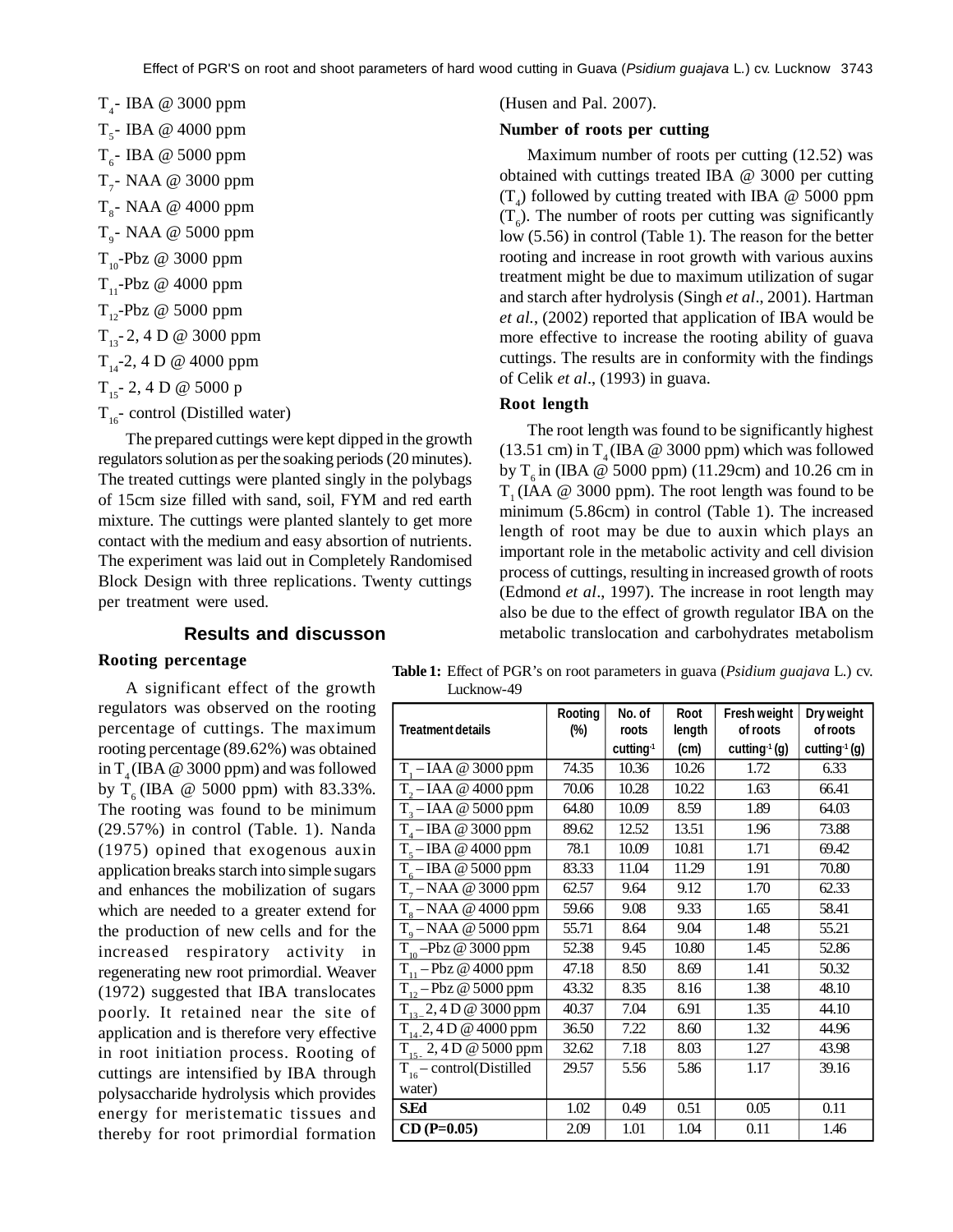$T_4$- IBA @ 3000 ppm

$T_5$- IBA @ 4000 ppm

$T_6$- IBA @ 5000 ppm

$T_7$- NAA @ 3000 ppm

$T_8$- NAA @ 4000 ppm

$T_9$- NAA @ 5000 ppm

$T_{10}$-Pbz @ 3000 ppm

$T_{11}$-Pbz @ 4000 ppm

$T_{12}$-Pbz @ 5000 ppm

$T_{13}$- 2, 4 D @ 3000 ppm

$T_{14}$-2, 4 D @ 4000 ppm

$T_{15}$- 2, 4 D @ 5000 p

$T_{16}$- control (Distilled water)

The prepared cuttings were kept dipped in the growth regulators solution as per the soaking periods (20 minutes). The treated cuttings were planted singly in the polybags of 15cm size filled with sand, soil, FYM and red earth mixture. The cuttings were planted slantely to get more contact with the medium and easy absorption of nutrients. The experiment was laid out in Completely Randomised Block Design with three replications. Twenty cuttings per treatment were used.

## Results and discusson

### Rooting percentage

A significant effect of the growth regulators was observed on the rooting percentage of cuttings. The maximum rooting percentage (89.62%) was obtained in $T_4$ (IBA @ 3000 ppm) and was followed by $T_6$ (IBA @ 5000 ppm) with 83.33%. The rooting was found to be minimum (29.57%) in control (Table. 1). Nanda (1975) opined that exogenous auxin application breaks starch into simple sugars and enhances the mobilization of sugars which are needed to a greater extend for the production of new cells and for the increased respiratory activity in regenerating new root primordial. Weaver (1972) suggested that IBA translocates poorly. It retained near the site of application and is therefore very effective in root initiation process. Rooting of cuttings are intensified by IBA through polysaccharide hydrolysis which provides energy for meristematic tissues and thereby for root primordial formation (Husen and Pal. 2007).

### Number of roots per cutting

Maximum number of roots per cutting (12.52) was obtained with cuttings treated IBA @ 3000 per cutting ($T_4$) followed by cutting treated with IBA @ 5000 ppm ($T_6$). The number of roots per cutting was significantly low (5.56) in control (Table 1). The reason for the better rooting and increase in root growth with various auxins treatment might be due to maximum utilization of sugar and starch after hydrolysis (Singh *et al*., 2001). Hartman *et al.*, (2002) reported that application of IBA would be more effective to increase the rooting ability of guava cuttings. The results are in conformity with the findings of Celik *et al*., (1993) in guava.

### Root length

The root length was found to be significantly highest (13.51 cm) in $T_4$ (IBA @ 3000 ppm) which was followed by $T_6$ in (IBA @ 5000 ppm) (11.29cm) and 10.26 cm in $T_1$ (IAA @ 3000 ppm). The root length was found to be minimum (5.86cm) in control (Table 1). The increased length of root may be due to auxin which plays an important role in the metabolic activity and cell division process of cuttings, resulting in increased growth of roots (Edmond *et al*., 1997). The increase in root length may also be due to the effect of growth regulator IBA on the metabolic translocation and carbohydrates metabolism

**Table 1:** Effect of PGR's on root parameters in guava (*Psidium guajava* L.) cv. Lucknow-49

| Treatment details | Rooting (%) | No. of roots cutting$^{-1}$ | Root length (cm) | Fresh weight of roots cutting$^{-1}$ (g) | Dry weight of roots cutting$^{-1}$ (g) |
|---|---|---|---|---|---|
| $T_1$ – IAA @ 3000 ppm | 74.35 | 10.36 | 10.26 | 1.72 | 6.33 |
| $T_2$ – IAA @ 4000 ppm | 70.06 | 10.28 | 10.22 | 1.63 | 66.41 |
| $T_3$ – IAA @ 5000 ppm | 64.80 | 10.09 | 8.59 | 1.89 | 64.03 |
| $T_4$ – IBA @ 3000 ppm | 89.62 | 12.52 | 13.51 | 1.96 | 73.88 |
| $T_5$ – IBA @ 4000 ppm | 78.1 | 10.09 | 10.81 | 1.71 | 69.42 |
| $T_6$ – IBA @ 5000 ppm | 83.33 | 11.04 | 11.29 | 1.91 | 70.80 |
| $T_7$ – NAA @ 3000 ppm | 62.57 | 9.64 | 9.12 | 1.70 | 62.33 |
| $T_8$ – NAA @ 4000 ppm | 59.66 | 9.08 | 9.33 | 1.65 | 58.41 |
| $T_9$ – NAA @ 5000 ppm | 55.71 | 8.64 | 9.04 | 1.48 | 55.21 |
| $T_{10}$ –Pbz @ 3000 ppm | 52.38 | 9.45 | 10.80 | 1.45 | 52.86 |
| $T_{11}$ – Pbz @ 4000 ppm | 47.18 | 8.50 | 8.69 | 1.41 | 50.32 |
| $T_{12}$ – Pbz @ 5000 ppm | 43.32 | 8.35 | 8.16 | 1.38 | 48.10 |
| $T_{13}$ – 2, 4 D @ 3000 ppm | 40.37 | 7.04 | 6.91 | 1.35 | 44.10 |
| $T_{14}$ 2, 4 D @ 4000 ppm | 36.50 | 7.22 | 8.60 | 1.32 | 44.96 |
| $T_{15}$ - 2, 4 D @ 5000 ppm | 32.62 | 7.18 | 8.03 | 1.27 | 43.98 |
| $T_{16}$ – control(Distilled water) | 29.57 | 5.56 | 5.86 | 1.17 | 39.16 |
| **S.Ed** | 1.02 | 0.49 | 0.51 | 0.05 | 0.11 |
| **CD (P=0.05)** | 2.09 | 1.01 | 1.04 | 0.11 | 1.46 |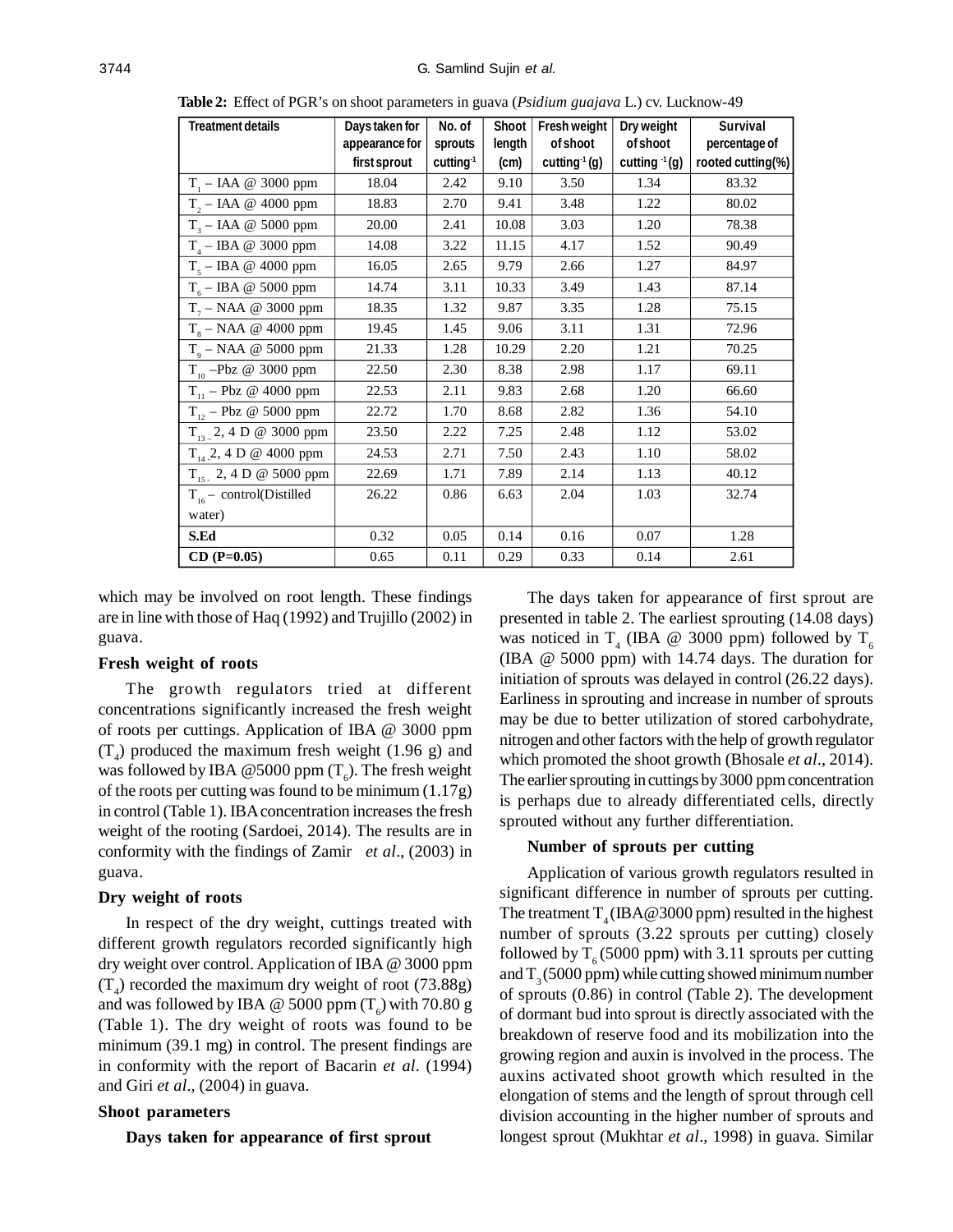**Table 2:** Effect of PGR's on shoot parameters in guava (*Psidium guajava* L.) cv. Lucknow-49

| Treatment details | Days taken for appearance for first sprout | No. of sprouts cutting$^{-1}$ | Shoot length (cm) | Fresh weight of shoot cutting$^{-1}$ (g) | Dry weight of shoot cutting $^{-1}$(g) | Survival percentage of rooted cutting(%) |
|---|---|---|---|---|---|---|
| $T_1$ – IAA @ 3000 ppm | 18.04 | 2.42 | 9.10 | 3.50 | 1.34 | 83.32 |
| $T_2$ – IAA @ 4000 ppm | 18.83 | 2.70 | 9.41 | 3.48 | 1.22 | 80.02 |
| $T_3$ – IAA @ 5000 ppm | 20.00 | 2.41 | 10.08 | 3.03 | 1.20 | 78.38 |
| $T_4$ – IBA @ 3000 ppm | 14.08 | 3.22 | 11.15 | 4.17 | 1.52 | 90.49 |
| $T_5$ – IBA @ 4000 ppm | 16.05 | 2.65 | 9.79 | 2.66 | 1.27 | 84.97 |
| $T_6$ – IBA @ 5000 ppm | 14.74 | 3.11 | 10.33 | 3.49 | 1.43 | 87.14 |
| $T_7$ – NAA @ 3000 ppm | 18.35 | 1.32 | 9.87 | 3.35 | 1.28 | 75.15 |
| $T_8$ – NAA @ 4000 ppm | 19.45 | 1.45 | 9.06 | 3.11 | 1.31 | 72.96 |
| $T_9$ – NAA @ 5000 ppm | 21.33 | 1.28 | 10.29 | 2.20 | 1.21 | 70.25 |
| $T_{10}$ –Pbz @ 3000 ppm | 22.50 | 2.30 | 8.38 | 2.98 | 1.17 | 69.11 |
| $T_{11}$ – Pbz @ 4000 ppm | 22.53 | 2.11 | 9.83 | 2.68 | 1.20 | 66.60 |
| $T_{12}$ – Pbz @ 5000 ppm | 22.72 | 1.70 | 8.68 | 2.82 | 1.36 | 54.10 |
| $T_{13}$ – 2, 4 D @ 3000 ppm | 23.50 | 2.22 | 7.25 | 2.48 | 1.12 | 53.02 |
| $T_{14}$ 2, 4 D @ 4000 ppm | 24.53 | 2.71 | 7.50 | 2.43 | 1.10 | 58.02 |
| $T_{15}$ 2, 4 D @ 5000 ppm | 22.69 | 1.71 | 7.89 | 2.14 | 1.13 | 40.12 |
| $T_{16}$ – control(Distilled water) | 26.22 | 0.86 | 6.63 | 2.04 | 1.03 | 32.74 |
| **S.Ed** | 0.32 | 0.05 | 0.14 | 0.16 | 0.07 | 1.28 |
| **CD (P=0.05)** | 0.65 | 0.11 | 0.29 | 0.33 | 0.14 | 2.61 |

which may be involved on root length. These findings are in line with those of Haq (1992) and Trujillo (2002) in guava.

### Fresh weight of roots

The growth regulators tried at different concentrations significantly increased the fresh weight of roots per cuttings. Application of IBA @ 3000 ppm ($T_4$) produced the maximum fresh weight (1.96 g) and was followed by IBA @5000 ppm ($T_6$). The fresh weight of the roots per cutting was found to be minimum (1.17g) in control (Table 1). IBA concentration increases the fresh weight of the rooting (Sardoei, 2014). The results are in conformity with the findings of Zamir *et al*., (2003) in guava.

### Dry weight of roots

In respect of the dry weight, cuttings treated with different growth regulators recorded significantly high dry weight over control. Application of IBA @ 3000 ppm ($T_4$) recorded the maximum dry weight of root (73.88g) and was followed by IBA @ 5000 ppm ($T_6$) with 70.80 g (Table 1). The dry weight of roots was found to be minimum (39.1 mg) in control. The present findings are in conformity with the report of Bacarin *et al*. (1994) and Giri *et al*., (2004) in guava.

### Shoot parameters

#### Days taken for appearance of first sprout

The days taken for appearance of first sprout are presented in table 2. The earliest sprouting (14.08 days) was noticed in $T_4$ (IBA @ 3000 ppm) followed by $T_6$ (IBA @ 5000 ppm) with 14.74 days. The duration for initiation of sprouts was delayed in control (26.22 days). Earliness in sprouting and increase in number of sprouts may be due to better utilization of stored carbohydrate, nitrogen and other factors with the help of growth regulator which promoted the shoot growth (Bhosale *et al*., 2014). The earlier sprouting in cuttings by 3000 ppm concentration is perhaps due to already differentiated cells, directly sprouted without any further differentiation.

#### Number of sprouts per cutting

Application of various growth regulators resulted in significant difference in number of sprouts per cutting. The treatment $T_4$ (IBA@3000 ppm) resulted in the highest number of sprouts (3.22 sprouts per cutting) closely followed by $T_6$ (5000 ppm) with 3.11 sprouts per cutting and $T_3$ (5000 ppm) while cutting showed minimum number of sprouts (0.86) in control (Table 2). The development of dormant bud into sprout is directly associated with the breakdown of reserve food and its mobilization into the growing region and auxin is involved in the process. The auxins activated shoot growth which resulted in the elongation of stems and the length of sprout through cell division accounting in the higher number of sprouts and longest sprout (Mukhtar *et al*., 1998) in guava. Similar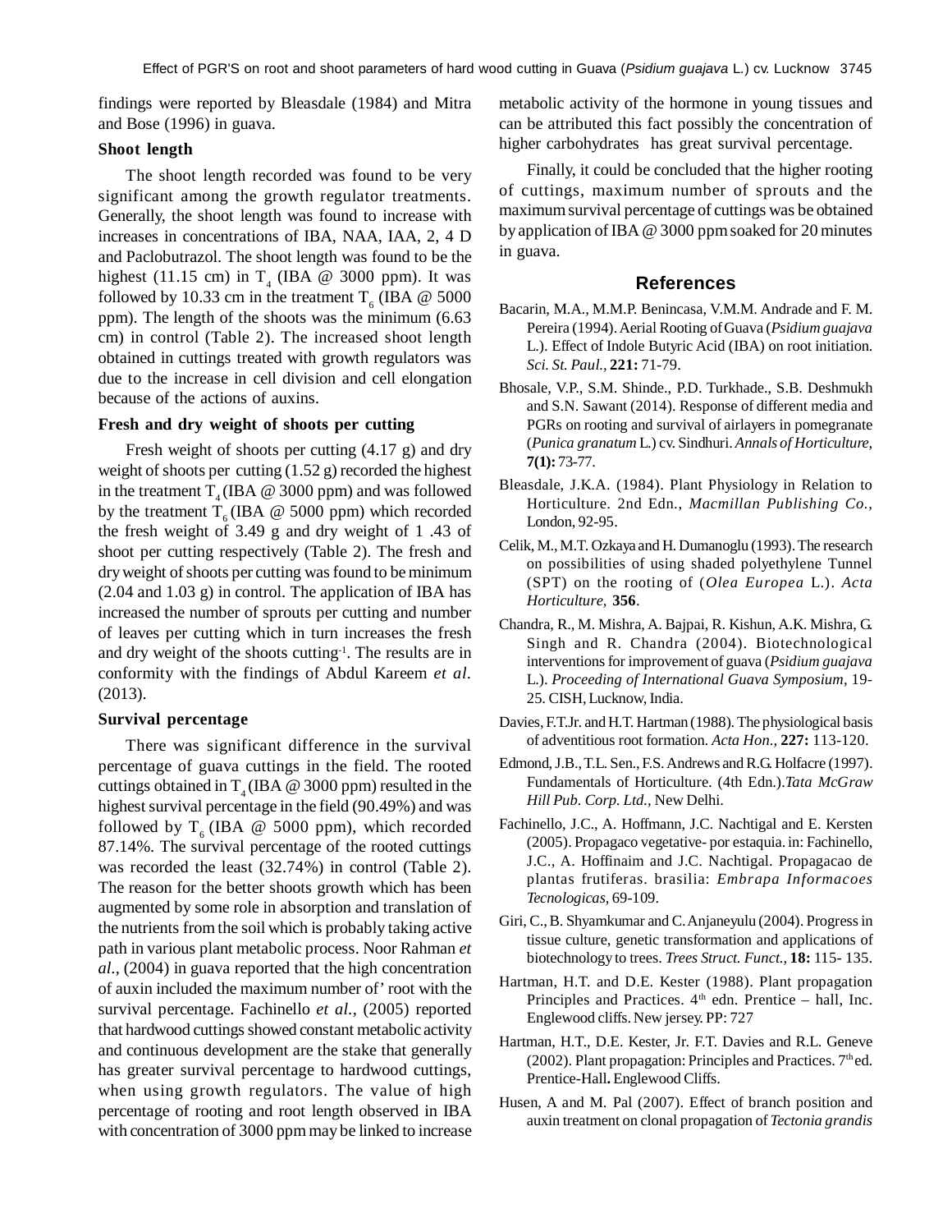findings were reported by Bleasdale (1984) and Mitra and Bose (1996) in guava.

### Shoot length

The shoot length recorded was found to be very significant among the growth regulator treatments. Generally, the shoot length was found to increase with increases in concentrations of IBA, NAA, IAA, 2, 4 D and Paclobutrazol. The shoot length was found to be the highest (11.15 cm) in $T_4$ (IBA @ 3000 ppm). It was followed by 10.33 cm in the treatment $T_6$ (IBA @ 5000 ppm). The length of the shoots was the minimum (6.63 cm) in control (Table 2). The increased shoot length obtained in cuttings treated with growth regulators was due to the increase in cell division and cell elongation because of the actions of auxins.

### Fresh and dry weight of shoots per cutting

Fresh weight of shoots per cutting (4.17 g) and dry weight of shoots per cutting (1.52 g) recorded the highest in the treatment $T_4$ (IBA @ 3000 ppm) and was followed by the treatment $T_6$ (IBA @ 5000 ppm) which recorded the fresh weight of 3.49 g and dry weight of 1 .43 of shoot per cutting respectively (Table 2). The fresh and dry weight of shoots per cutting was found to be minimum (2.04 and 1.03 g) in control. The application of IBA has increased the number of sprouts per cutting and number of leaves per cutting which in turn increases the fresh and dry weight of the shoots cutting$^{-1}$. The results are in conformity with the findings of Abdul Kareem *et al.* (2013).

### Survival percentage

There was significant difference in the survival percentage of guava cuttings in the field. The rooted cuttings obtained in $T_4$ (IBA @ 3000 ppm) resulted in the highest survival percentage in the field (90.49%) and was followed by $T_6$ (IBA @ 5000 ppm), which recorded 87.14%. The survival percentage of the rooted cuttings was recorded the least (32.74%) in control (Table 2). The reason for the better shoots growth which has been augmented by some role in absorption and translation of the nutrients from the soil which is probably taking active path in various plant metabolic process. Noor Rahman *et al.*, (2004) in guava reported that the high concentration of auxin included the maximum number of' root with the survival percentage. Fachinello *et al.*, (2005) reported that hardwood cuttings showed constant metabolic activity and continuous development are the stake that generally has greater survival percentage to hardwood cuttings, when using growth regulators. The value of high percentage of rooting and root length observed in IBA with concentration of 3000 ppm may be linked to increase metabolic activity of the hormone in young tissues and can be attributed this fact possibly the concentration of higher carbohydrates has great survival percentage.

Finally, it could be concluded that the higher rooting of cuttings, maximum number of sprouts and the maximum survival percentage of cuttings was be obtained by application of IBA @ 3000 ppm soaked for 20 minutes in guava.

## References

Bacarin, M.A., M.M.P. Benincasa, V.M.M. Andrade and F. M. Pereira (1994). Aerial Rooting of Guava (*Psidium guajava* L.). Effect of Indole Butyric Acid (IBA) on root initiation. *Sci. St. Paul.,* **221:** 71-79.

Bhosale, V.P., S.M. Shinde., P.D. Turkhade., S.B. Deshmukh and S.N. Sawant (2014). Response of different media and PGRs on rooting and survival of airlayers in pomegranate (*Punica granatum* L.) cv. Sindhuri. *Annals of Horticulture,* **7(1):** 73-77.

Bleasdale, J.K.A. (1984). Plant Physiology in Relation to Horticulture. 2nd Edn*., Macmillan Publishing Co.,* London, 92-95.

Celik, M., M.T. Ozkaya and H. Dumanoglu (1993). The research on possibilities of using shaded polyethylene Tunnel (SPT) on the rooting of (*Olea Europea* L.). *Acta Horticulture,* **356**.

Chandra, R., M. Mishra, A. Bajpai, R. Kishun, A.K. Mishra, G. Singh and R. Chandra (2004). Biotechnological interventions for improvement of guava (*Psidium guajava* L.). *Proceeding of International Guava Symposium,* 19-25. CISH, Lucknow, India.

Davies, F.T.Jr. and H.T. Hartman (1988). The physiological basis of adventitious root formation. *Acta Hon.,* **227:** 113-120.

Edmond, J.B., T.L. Sen., F.S. Andrews and R.G. Holfacre (1997). Fundamentals of Horticulture. (4th Edn.).*Tata McGraw Hill Pub. Corp. Ltd.,* New Delhi.

Fachinello, J.C., A. Hoffmann, J.C. Nachtigal and E. Kersten (2005). Propagaco vegetative- por estaquia. in: Fachinello, J.C., A. Hoffinaim and J.C. Nachtigal. Propagacao de plantas frutiferas. brasilia: *Embrapa Informacoes Tecnologicas,* 69-109.

Giri, C., B. Shyamkumar and C. Anjaneyulu (2004). Progress in tissue culture, genetic transformation and applications of biotechnology to trees. *Trees Struct. Funct.,* **18:** 115- 135.

Hartman, H.T. and D.E. Kester (1988). Plant propagation Principles and Practices. 4th edn. Prentice – hall, Inc. Englewood cliffs. New jersey. PP: 727

Hartman, H.T., D.E. Kester, Jr. F.T. Davies and R.L. Geneve (2002). Plant propagation: Principles and Practices. 7th ed. Prentice-Hall**.** Englewood Cliffs.

Husen, A and M. Pal (2007). Effect of branch position and auxin treatment on clonal propagation of *Tectonia grandis*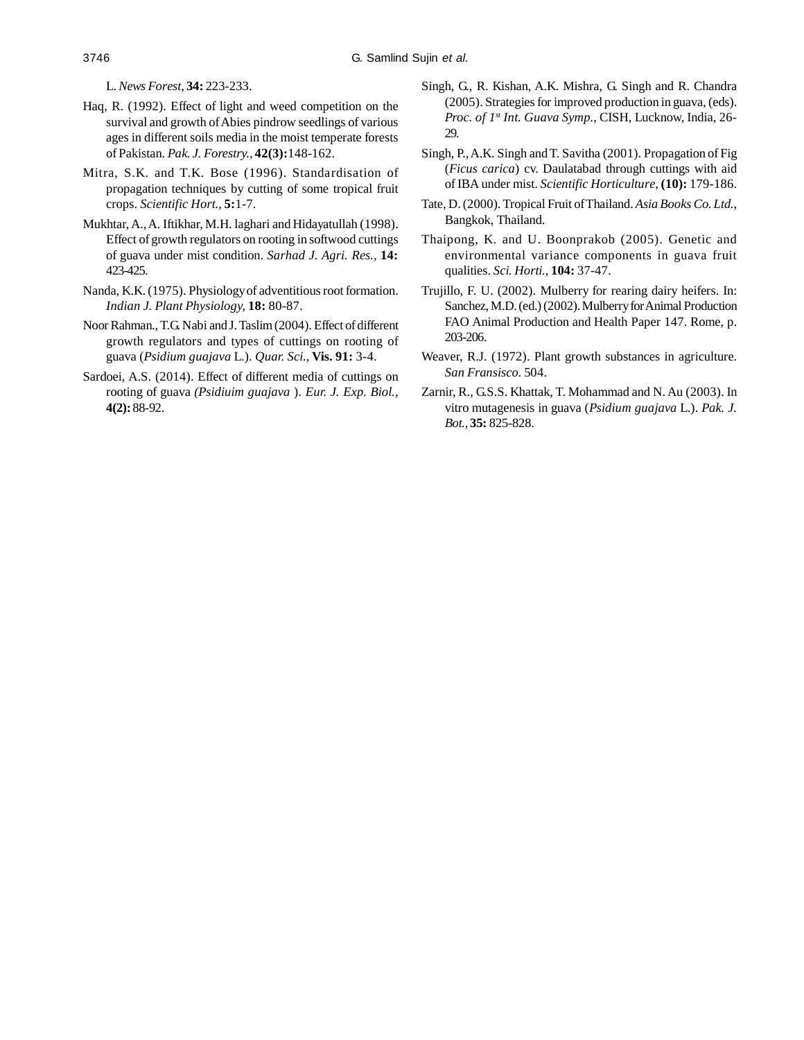L. *News Forest,* **34:** 223-233.

Haq, R. (1992). Effect of light and weed competition on the survival and growth of Abies pindrow seedlings of various ages in different soils media in the moist temperate forests of Pakistan. *Pak. J. Forestry.,* **42(3):**148-162.

Mitra, S.K. and T.K. Bose (1996). Standardisation of propagation techniques by cutting of some tropical fruit crops. *Scientific Hort.,* **5:**1-7.

Mukhtar, A., A. Iftikhar, M.H. laghari and Hidayatullah (1998). Effect of growth regulators on rooting in softwood cuttings of guava under mist condition. *Sarhad J. Agri. Res.,* **14:** 423-425.

Nanda, K.K. (1975). Physiology of adventitious root formation. *Indian J. Plant Physiology,* **18:** 80-87.

Noor Rahman., T.G. Nabi and J. Taslim (2004). Effect of different growth regulators and types of cuttings on rooting of guava (*Psidium guajava* L.). *Quar. Sci.,* **Vis. 91:** 3-4.

Sardoei, A.S. (2014). Effect of different media of cuttings on rooting of guava *(Psidiuim guajava* ). *Eur. J. Exp. Biol.,* **4(2):** 88-92.

Singh, G., R. Kishan, A.K. Mishra, G. Singh and R. Chandra (2005). Strategies for improved production in guava, (eds). *Proc. of 1st Int. Guava Symp.,* CISH, Lucknow, India, 26-29.

Singh, P., A.K. Singh and T. Savitha (2001). Propagation of Fig (*Ficus carica*) cv. Daulatabad through cuttings with aid of IBA under mist. *Scientific Horticulture,* **(10):** 179-186.

Tate, D. (2000). Tropical Fruit of Thailand. *Asia Books Co. Ltd.,* Bangkok, Thailand.

Thaipong, K. and U. Boonprakob (2005). Genetic and environmental variance components in guava fruit qualities. *Sci. Horti.,* **104:** 37-47.

Trujillo, F. U. (2002). Mulberry for rearing dairy heifers. In: Sanchez, M.D. (ed.) (2002). Mulberry for Animal Production FAO Animal Production and Health Paper 147. Rome, p. 203-206.

Weaver, R.J. (1972). Plant growth substances in agriculture. *San Fransisco*. 504.

Zarnir, R., G.S.S. Khattak, T. Mohammad and N. Au (2003). In vitro mutagenesis in guava (*Psidium guajava* L.). *Pak. J. Bot.,* **35:** 825-828.